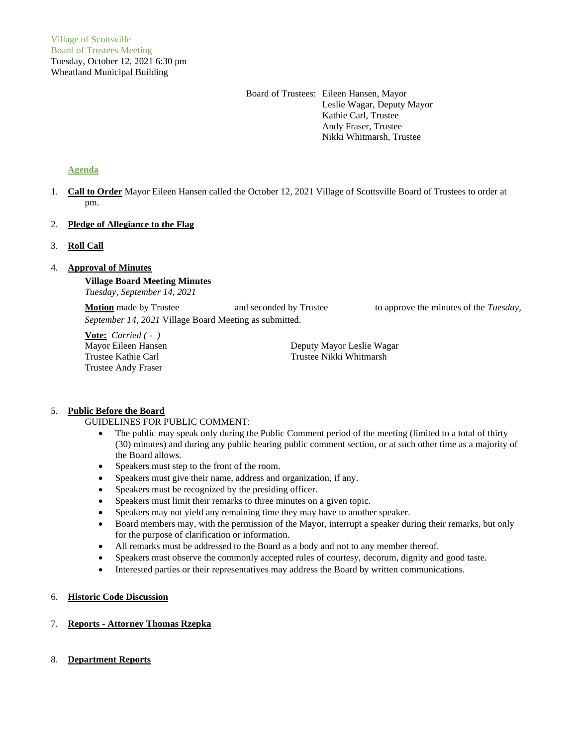Village of Scottsville
Board of Trustees Meeting
Tuesday, October 12, 2021 6:30 pm
Wheatland Municipal Building

Board of Trustees: Eileen Hansen, Mayor
Leslie Wagar, Deputy Mayor
Kathie Carl, Trustee
Andy Fraser, Trustee
Nikki Whitmarsh, Trustee

## Agenda

1. **Call to Order** Mayor Eileen Hansen called the October 12, 2021 Village of Scottsville Board of Trustees to order at pm.

2. **Pledge of Allegiance to the Flag**

3. **Roll Call**

4. **Approval of Minutes**

   **Village Board Meeting Minutes**
   *Tuesday, September 14, 2021*

   **Motion** made by Trustee and seconded by Trustee to approve the minutes of the *Tuesday, September 14, 2021* Village Board Meeting as submitted.

   **Vote:** *Carried ( - )*
   Mayor Eileen Hansen
   Deputy Mayor Leslie Wagar
   Trustee Kathie Carl
   Trustee Nikki Whitmarsh
   Trustee Andy Fraser

5. **Public Before the Board**

   GUIDELINES FOR PUBLIC COMMENT:
   - The public may speak only during the Public Comment period of the meeting (limited to a total of thirty (30) minutes) and during any public hearing public comment section, or at such other time as a majority of the Board allows.
   - Speakers must step to the front of the room.
   - Speakers must give their name, address and organization, if any.
   - Speakers must be recognized by the presiding officer.
   - Speakers must limit their remarks to three minutes on a given topic.
   - Speakers may not yield any remaining time they may have to another speaker.
   - Board members may, with the permission of the Mayor, interrupt a speaker during their remarks, but only for the purpose of clarification or information.
   - All remarks must be addressed to the Board as a body and not to any member thereof.
   - Speakers must observe the commonly accepted rules of courtesy, decorum, dignity and good taste.
   - Interested parties or their representatives may address the Board by written communications.

6. **Historic Code Discussion**

7. **Reports - Attorney Thomas Rzepka**

8. **Department Reports**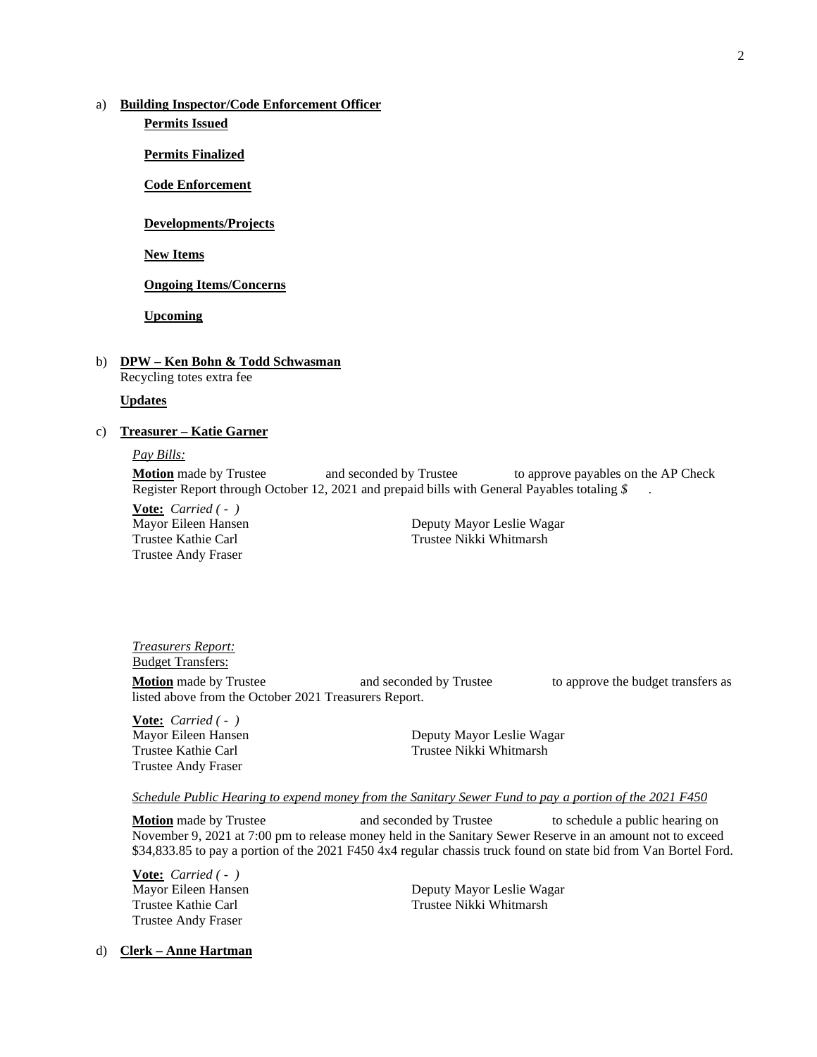a) **Building Inspector/Code Enforcement Officer**

**Permits Issued**

**Permits Finalized**

**Code Enforcement**

**Developments/Projects**

**New Items**

**Ongoing Items/Concerns**

**Upcoming**

b) **DPW – Ken Bohn & Todd Schwasman**

Recycling totes extra fee

**Updates**

c) **Treasurer – Katie Garner**

*Pay Bills:*

**Motion** made by Trustee and seconded by Trustee to approve payables on the AP Check Register Report through October 12, 2021 and prepaid bills with General Payables totaling *$* .

**Vote:** *Carried ( - )*

Mayor Eileen Hansen
Deputy Mayor Leslie Wagar
Trustee Kathie Carl
Trustee Nikki Whitmarsh
Trustee Andy Fraser

*Treasurers Report:*

Budget Transfers:

**Motion** made by Trustee and seconded by Trustee to approve the budget transfers as listed above from the October 2021 Treasurers Report.

**Vote:** *Carried ( - )*

Mayor Eileen Hansen
Deputy Mayor Leslie Wagar
Trustee Kathie Carl
Trustee Nikki Whitmarsh
Trustee Andy Fraser

*Schedule Public Hearing to expend money from the Sanitary Sewer Fund to pay a portion of the 2021 F450*

**Motion** made by Trustee and seconded by Trustee to schedule a public hearing on November 9, 2021 at 7:00 pm to release money held in the Sanitary Sewer Reserve in an amount not to exceed $34,833.85 to pay a portion of the 2021 F450 4x4 regular chassis truck found on state bid from Van Bortel Ford.

**Vote:** *Carried ( - )*

Mayor Eileen Hansen
Deputy Mayor Leslie Wagar
Trustee Kathie Carl
Trustee Nikki Whitmarsh
Trustee Andy Fraser

d) **Clerk – Anne Hartman**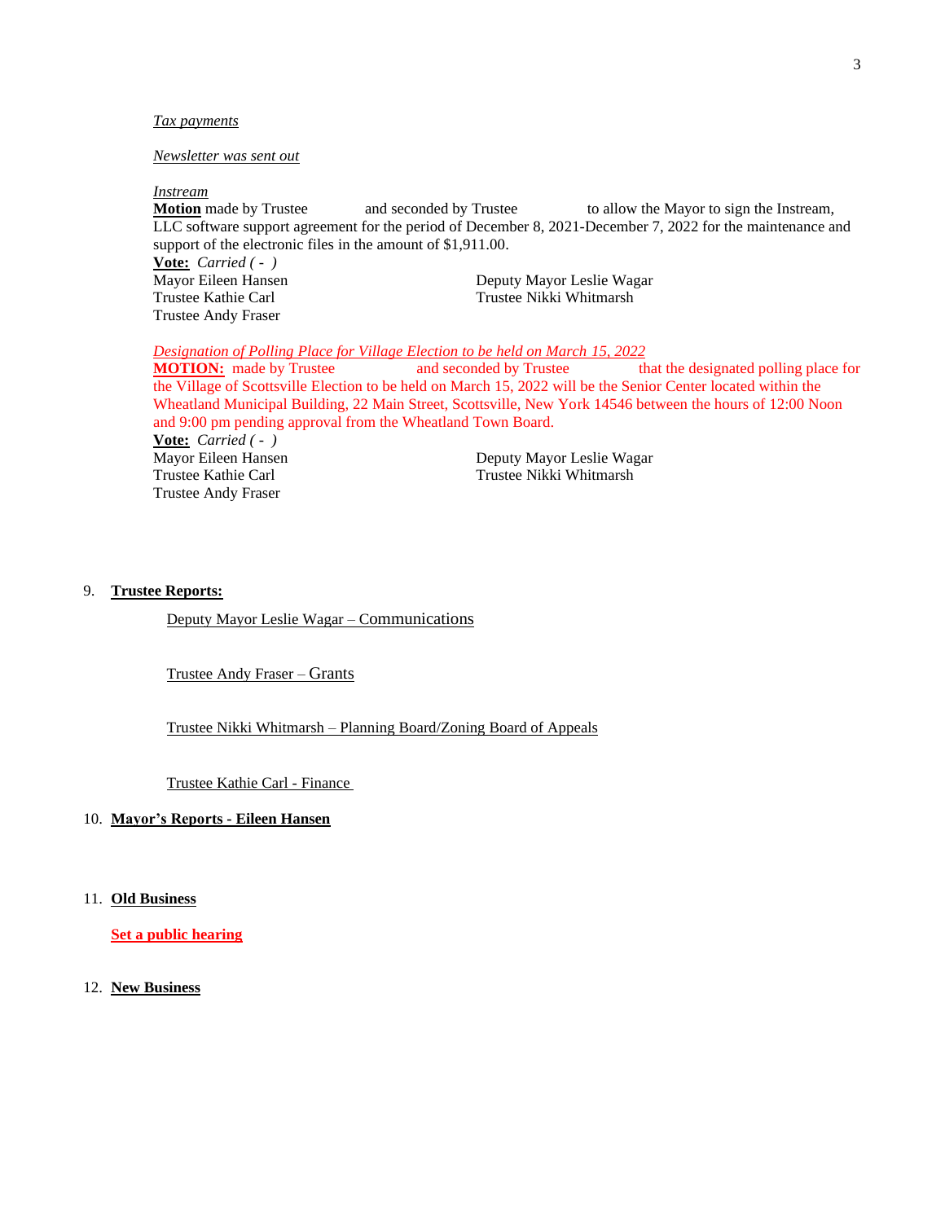*Tax payments*

*Newsletter was sent out*

*Instream*

**Motion** made by Trustee and seconded by Trustee to allow the Mayor to sign the Instream, LLC software support agreement for the period of December 8, 2021-December 7, 2022 for the maintenance and support of the electronic files in the amount of $1,911.00.

**Vote:** *Carried ( - )*

| | |
|---|---|
| Mayor Eileen Hansen | Deputy Mayor Leslie Wagar |
| Trustee Kathie Carl | Trustee Nikki Whitmarsh |
| Trustee Andy Fraser | |

*Designation of Polling Place for Village Election to be held on March 15, 2022*

**MOTION:** made by Trustee and seconded by Trustee that the designated polling place for the Village of Scottsville Election to be held on March 15, 2022 will be the Senior Center located within the Wheatland Municipal Building, 22 Main Street, Scottsville, New York 14546 between the hours of 12:00 Noon and 9:00 pm pending approval from the Wheatland Town Board.

**Vote:** *Carried ( - )*

| | |
|---|---|
| Mayor Eileen Hansen | Deputy Mayor Leslie Wagar |
| Trustee Kathie Carl | Trustee Nikki Whitmarsh |
| Trustee Andy Fraser | |

9. **Trustee Reports:**

   Deputy Mayor Leslie Wagar – Communications

   Trustee Andy Fraser – Grants

   Trustee Nikki Whitmarsh – Planning Board/Zoning Board of Appeals

   Trustee Kathie Carl - Finance

10. **Mayor's Reports - Eileen Hansen**

11. **Old Business**

    **Set a public hearing**

12. **New Business**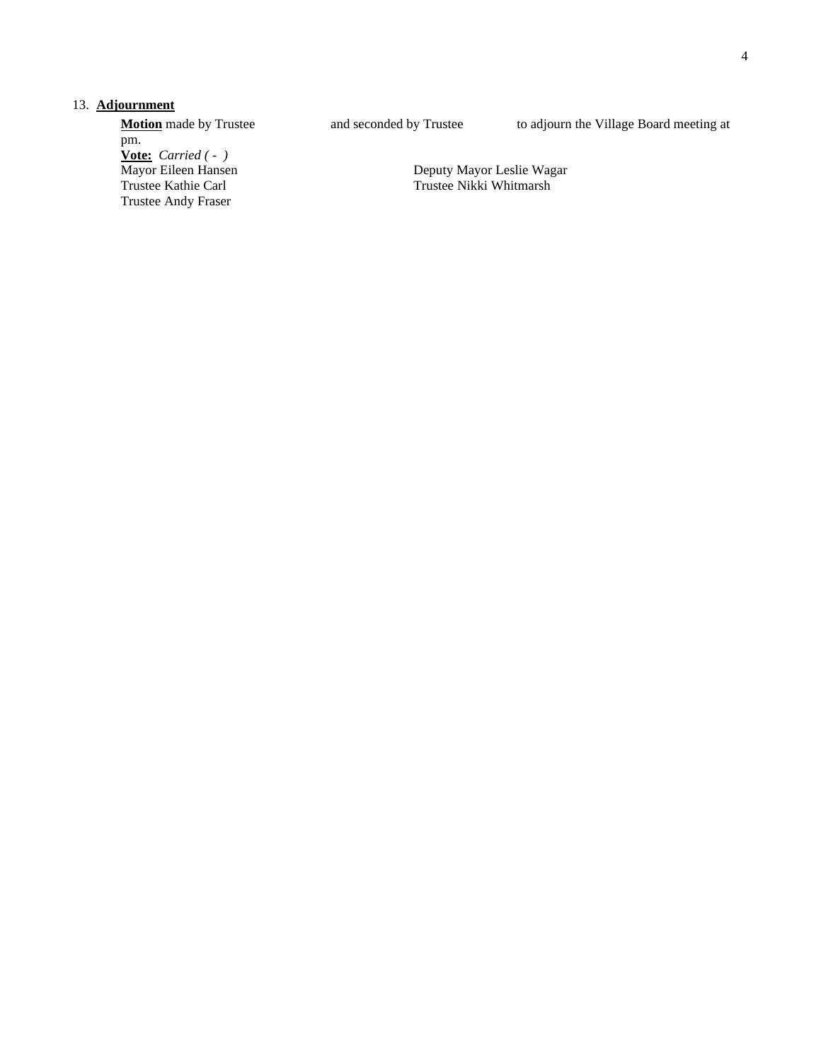13. **Adjournment**

**Motion** made by Trustee and seconded by Trustee to adjourn the Village Board meeting at pm.

**Vote:** *Carried ( - )*

Mayor Eileen Hansen
Deputy Mayor Leslie Wagar
Trustee Kathie Carl
Trustee Nikki Whitmarsh
Trustee Andy Fraser